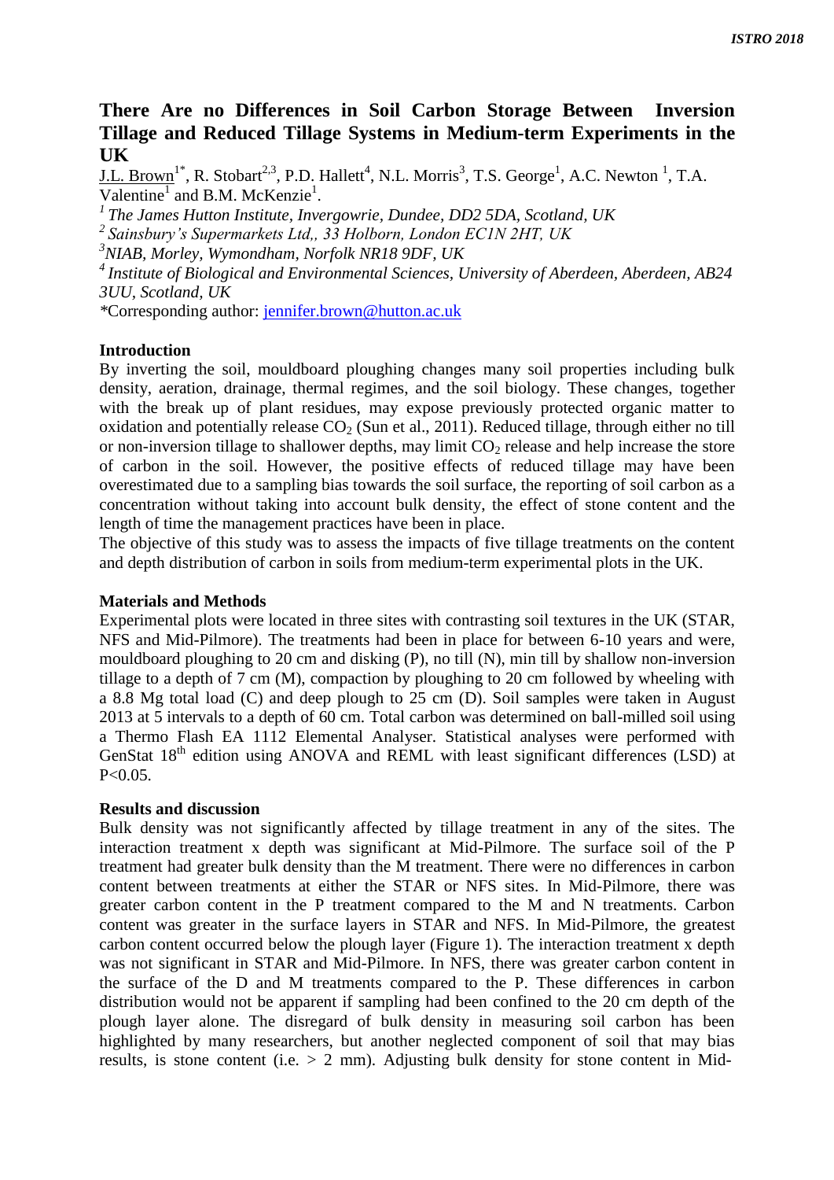# There Are no Differences in Soil Carbon Storage Between Inversion Tillage and Reduced Tillage Systems in Medium-term Experiments in the UK

J.L. Brown[1*], R. Stobart[2,3], P.D. Hallett[4], N.L. Morris[3], T.S. George[1], A.C. Newton [1], T.A. Valentine[1] and B.M. McKenzie[1].

*[1] The James Hutton Institute, Invergowrie, Dundee, DD2 5DA, Scotland, UK*

*[2] Sainsbury's Supermarkets Ltd,, 33 Holborn, London EC1N 2HT, UK*

*[3] NIAB, Morley, Wymondham, Norfolk NR18 9DF, UK*

*[4] Institute of Biological and Environmental Sciences, University of Aberdeen, Aberdeen, AB24 3UU, Scotland, UK*

*Corresponding author: jennifer.brown@hutton.ac.uk

## Introduction

By inverting the soil, mouldboard ploughing changes many soil properties including bulk density, aeration, drainage, thermal regimes, and the soil biology. These changes, together with the break up of plant residues, may expose previously protected organic matter to oxidation and potentially release $CO_2$ (Sun et al., 2011). Reduced tillage, through either no till or non-inversion tillage to shallower depths, may limit $CO_2$ release and help increase the store of carbon in the soil. However, the positive effects of reduced tillage may have been overestimated due to a sampling bias towards the soil surface, the reporting of soil carbon as a concentration without taking into account bulk density, the effect of stone content and the length of time the management practices have been in place.

The objective of this study was to assess the impacts of five tillage treatments on the content and depth distribution of carbon in soils from medium-term experimental plots in the UK.

## Materials and Methods

Experimental plots were located in three sites with contrasting soil textures in the UK (STAR, NFS and Mid-Pilmore). The treatments had been in place for between 6-10 years and were, mouldboard ploughing to 20 cm and disking (P), no till (N), min till by shallow non-inversion tillage to a depth of 7 cm (M), compaction by ploughing to 20 cm followed by wheeling with a 8.8 Mg total load (C) and deep plough to 25 cm (D). Soil samples were taken in August 2013 at 5 intervals to a depth of 60 cm. Total carbon was determined on ball-milled soil using a Thermo Flash EA 1112 Elemental Analyser. Statistical analyses were performed with GenStat 18th edition using ANOVA and REML with least significant differences (LSD) at $P<0.05$.

## Results and discussion

Bulk density was not significantly affected by tillage treatment in any of the sites. The interaction treatment x depth was significant at Mid-Pilmore. The surface soil of the P treatment had greater bulk density than the M treatment. There were no differences in carbon content between treatments at either the STAR or NFS sites. In Mid-Pilmore, there was greater carbon content in the P treatment compared to the M and N treatments. Carbon content was greater in the surface layers in STAR and NFS. In Mid-Pilmore, the greatest carbon content occurred below the plough layer (Figure 1). The interaction treatment x depth was not significant in STAR and Mid-Pilmore. In NFS, there was greater carbon content in the surface of the D and M treatments compared to the P. These differences in carbon distribution would not be apparent if sampling had been confined to the 20 cm depth of the plough layer alone. The disregard of bulk density in measuring soil carbon has been highlighted by many researchers, but another neglected component of soil that may bias results, is stone content (i.e. > 2 mm). Adjusting bulk density for stone content in Mid-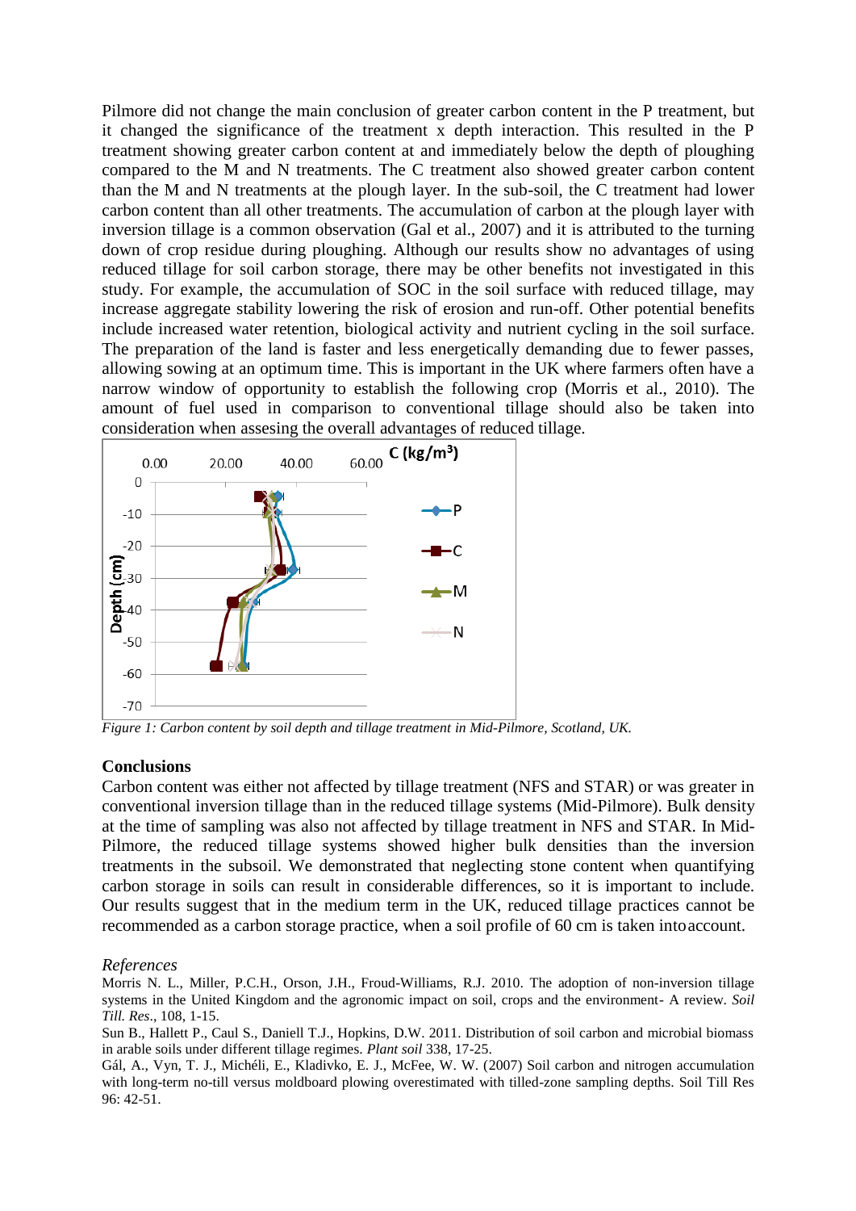Pilmore did not change the main conclusion of greater carbon content in the P treatment, but it changed the significance of the treatment x depth interaction. This resulted in the P treatment showing greater carbon content at and immediately below the depth of ploughing compared to the M and N treatments. The C treatment also showed greater carbon content than the M and N treatments at the plough layer. In the sub-soil, the C treatment had lower carbon content than all other treatments. The accumulation of carbon at the plough layer with inversion tillage is a common observation (Gal et al., 2007) and it is attributed to the turning down of crop residue during ploughing. Although our results show no advantages of using reduced tillage for soil carbon storage, there may be other benefits not investigated in this study. For example, the accumulation of SOC in the soil surface with reduced tillage, may increase aggregate stability lowering the risk of erosion and run-off. Other potential benefits include increased water retention, biological activity and nutrient cycling in the soil surface. The preparation of the land is faster and less energetically demanding due to fewer passes, allowing sowing at an optimum time. This is important in the UK where farmers often have a narrow window of opportunity to establish the following crop (Morris et al., 2010). The amount of fuel used in comparison to conventional tillage should also be taken into consideration when assesing the overall advantages of reduced tillage.

C (kg/m³)

0.00
20.00
40.00
60.00

Depth (cm)

0
-10
-20
-30
-40
-50
-60
-70

P
C
M
N

*Figure 1: Carbon content by soil depth and tillage treatment in Mid-Pilmore, Scotland, UK.*

## Conclusions

Carbon content was either not affected by tillage treatment (NFS and STAR) or was greater in conventional inversion tillage than in the reduced tillage systems (Mid-Pilmore). Bulk density at the time of sampling was also not affected by tillage treatment in NFS and STAR. In Mid-Pilmore, the reduced tillage systems showed higher bulk densities than the inversion treatments in the subsoil. We demonstrated that neglecting stone content when quantifying carbon storage in soils can result in considerable differences, so it is important to include. Our results suggest that in the medium term in the UK, reduced tillage practices cannot be recommended as a carbon storage practice, when a soil profile of 60 cm is taken intoaccount.

### *References*

Morris N. L., Miller, P.C.H., Orson, J.H., Froud-Williams, R.J. 2010. The adoption of non-inversion tillage systems in the United Kingdom and the agronomic impact on soil, crops and the environment- A review. *Soil Till. Res*., 108, 1-15.

Sun B., Hallett P., Caul S., Daniell T.J., Hopkins, D.W. 2011. Distribution of soil carbon and microbial biomass in arable soils under different tillage regimes. *Plant soil* 338, 17-25.

Gál, A., Vyn, T. J., Michéli, E., Kladivko, E. J., McFee, W. W. (2007) Soil carbon and nitrogen accumulation with long-term no-till versus moldboard plowing overestimated with tilled-zone sampling depths. Soil Till Res 96: 42-51.